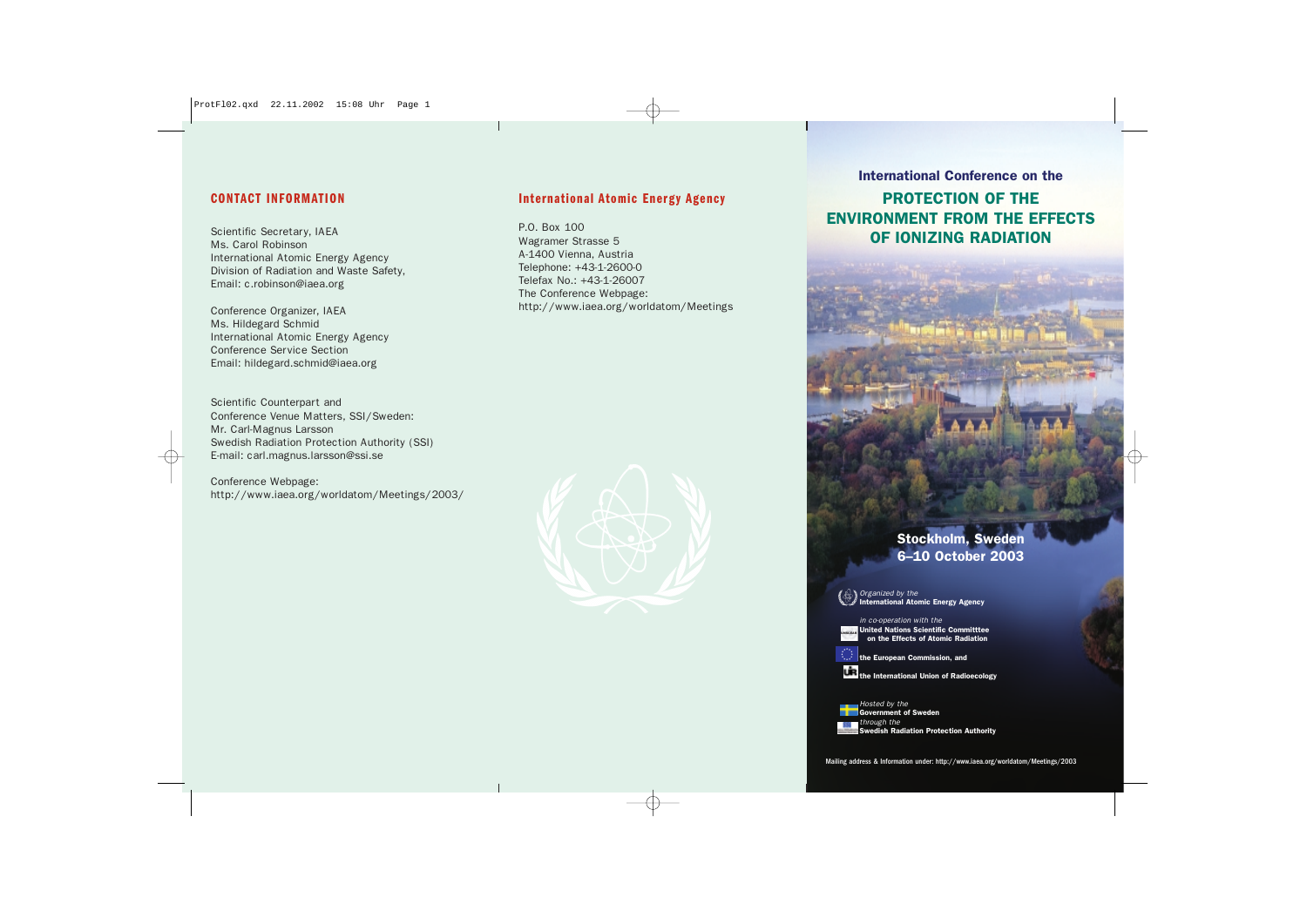## CONTACT INFORMATION

Scientific Secretary, IAEA
Ms. Carol Robinson
International Atomic Energy Agency
Division of Radiation and Waste Safety,
Email: c.robinson@iaea.org

Conference Organizer, IAEA
Ms. Hildegard Schmid
International Atomic Energy Agency
Conference Service Section
Email: hildegard.schmid@iaea.org

Scientific Counterpart and
Conference Venue Matters, SSI/Sweden:
Mr. Carl-Magnus Larsson
Swedish Radiation Protection Authority (SSI)
E-mail: carl.magnus.larsson@ssi.se

Conference Webpage:
http://www.iaea.org/worldatom/Meetings/2003/

## International Atomic Energy Agency

P.O. Box 100
Wagramer Strasse 5
A-1400 Vienna, Austria
Telephone: +43-1-2600-0
Telefax No.: +43-1-26007
The Conference Webpage:
http://www.iaea.org/worldatom/Meetings

### International Conference on the

# PROTECTION OF THE ENVIRONMENT FROM THE EFFECTS OF IONIZING RADIATION

**Stockholm, Sweden**
**6–10 October 2003**

*Organized by the*
**International Atomic Energy Agency**

*in co-operation with the*
**United Nations Scientific Committtee on the Effects of Atomic Radiation**

**the European Commission, and**

**the International Union of Radioecology**

*Hosted by the*
**Government of Sweden**
*through the*
**Swedish Radiation Protection Authority**

Mailing address & Information under: http://www.iaea.org/worldatom/Meetings/2003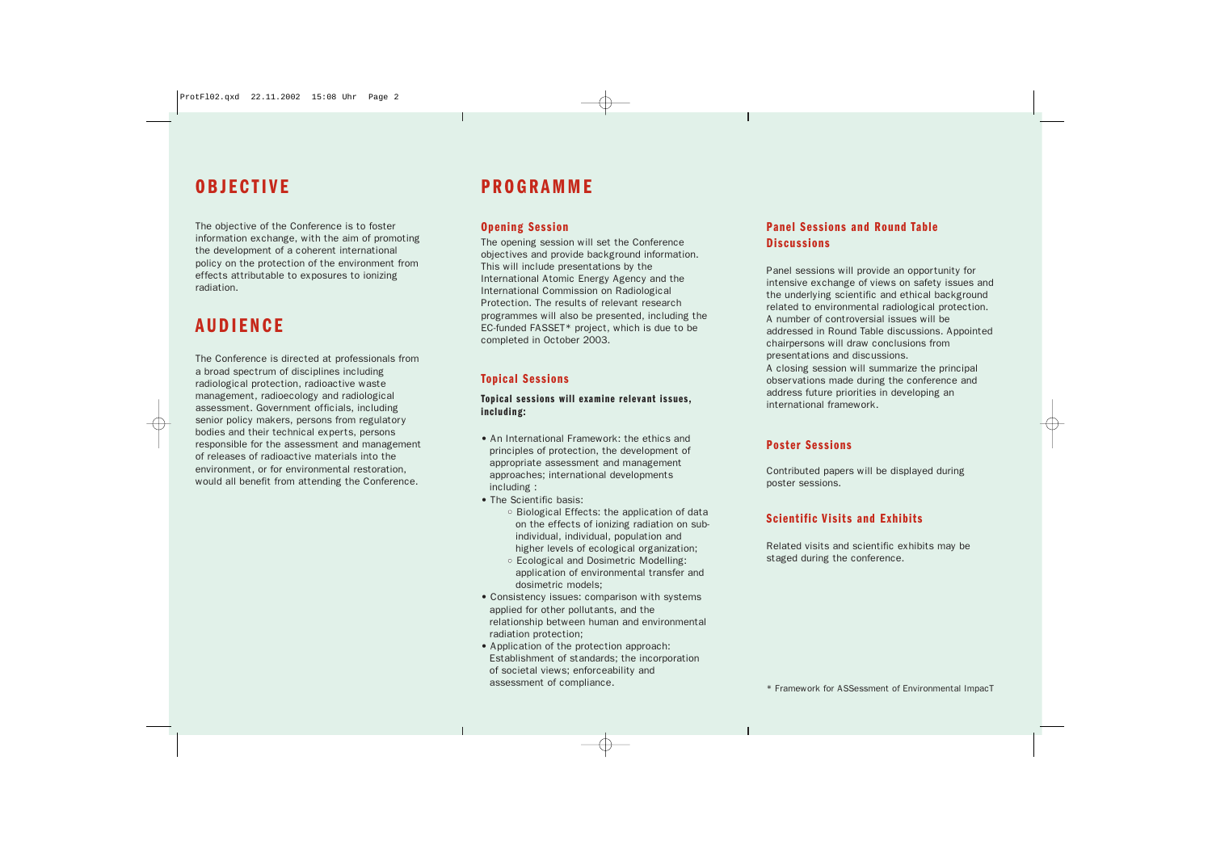# OBJECTIVE

The objective of the Conference is to foster information exchange, with the aim of promoting the development of a coherent international policy on the protection of the environment from effects attributable to exposures to ionizing radiation.

# AUDIENCE

The Conference is directed at professionals from a broad spectrum of disciplines including radiological protection, radioactive waste management, radioecology and radiological assessment. Government officials, including senior policy makers, persons from regulatory bodies and their technical experts, persons responsible for the assessment and management of releases of radioactive materials into the environment, or for environmental restoration, would all benefit from attending the Conference.

# PROGRAMME

## Opening Session

The opening session will set the Conference objectives and provide background information. This will include presentations by the International Atomic Energy Agency and the International Commission on Radiological Protection. The results of relevant research programmes will also be presented, including the EC-funded FASSET* project, which is due to be completed in October 2003.

## Topical Sessions

**Topical sessions will examine relevant issues, including:**

- An International Framework: the ethics and principles of protection, the development of appropriate assessment and management approaches; international developments including :
- The Scientific basis:
  - Biological Effects: the application of data on the effects of ionizing radiation on sub-individual, individual, population and higher levels of ecological organization;
  - Ecological and Dosimetric Modelling: application of environmental transfer and dosimetric models;
- Consistency issues: comparison with systems applied for other pollutants, and the relationship between human and environmental radiation protection;
- Application of the protection approach: Establishment of standards; the incorporation of societal views; enforceability and assessment of compliance.

## Panel Sessions and Round Table Discussions

Panel sessions will provide an opportunity for intensive exchange of views on safety issues and the underlying scientific and ethical background related to environmental radiological protection. A number of controversial issues will be addressed in Round Table discussions. Appointed chairpersons will draw conclusions from presentations and discussions.
A closing session will summarize the principal observations made during the conference and address future priorities in developing an international framework.

## Poster Sessions

Contributed papers will be displayed during poster sessions.

## Scientific Visits and Exhibits

Related visits and scientific exhibits may be staged during the conference.

* Framework for ASSessment of Environmental ImpacT